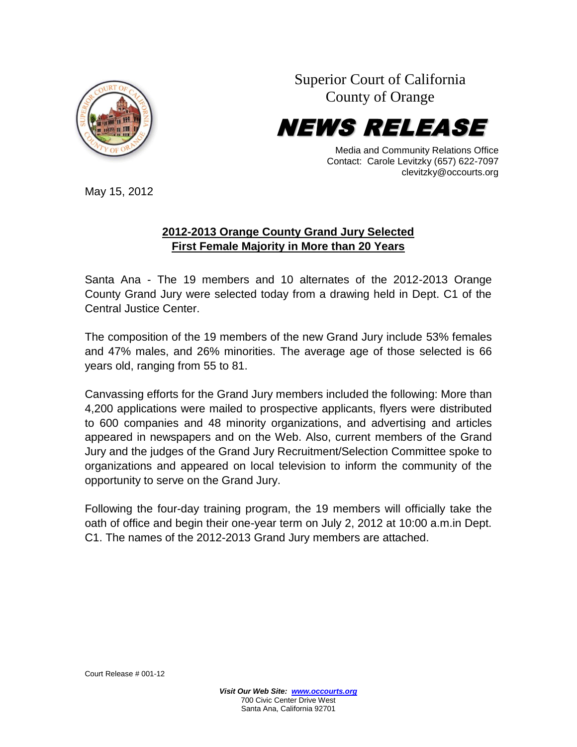Superior Court of California
County of Orange

# NEWS RELEASE

Media and Community Relations Office
Contact: Carole Levitzky (657) 622-7097
clevitzky@occourts.org

May 15, 2012

## 2012-2013 Orange County Grand Jury Selected
## First Female Majority in More than 20 Years

Santa Ana - The 19 members and 10 alternates of the 2012-2013 Orange County Grand Jury were selected today from a drawing held in Dept. C1 of the Central Justice Center.

The composition of the 19 members of the new Grand Jury include 53% females and 47% males, and 26% minorities. The average age of those selected is 66 years old, ranging from 55 to 81.

Canvassing efforts for the Grand Jury members included the following: More than 4,200 applications were mailed to prospective applicants, flyers were distributed to 600 companies and 48 minority organizations, and advertising and articles appeared in newspapers and on the Web. Also, current members of the Grand Jury and the judges of the Grand Jury Recruitment/Selection Committee spoke to organizations and appeared on local television to inform the community of the opportunity to serve on the Grand Jury.

Following the four-day training program, the 19 members will officially take the oath of office and begin their one-year term on July 2, 2012 at 10:00 a.m.in Dept. C1. The names of the 2012-2013 Grand Jury members are attached.

Court Release # 001-12

***Visit Our Web Site: www.occourts.org***
700 Civic Center Drive West
Santa Ana, California 92701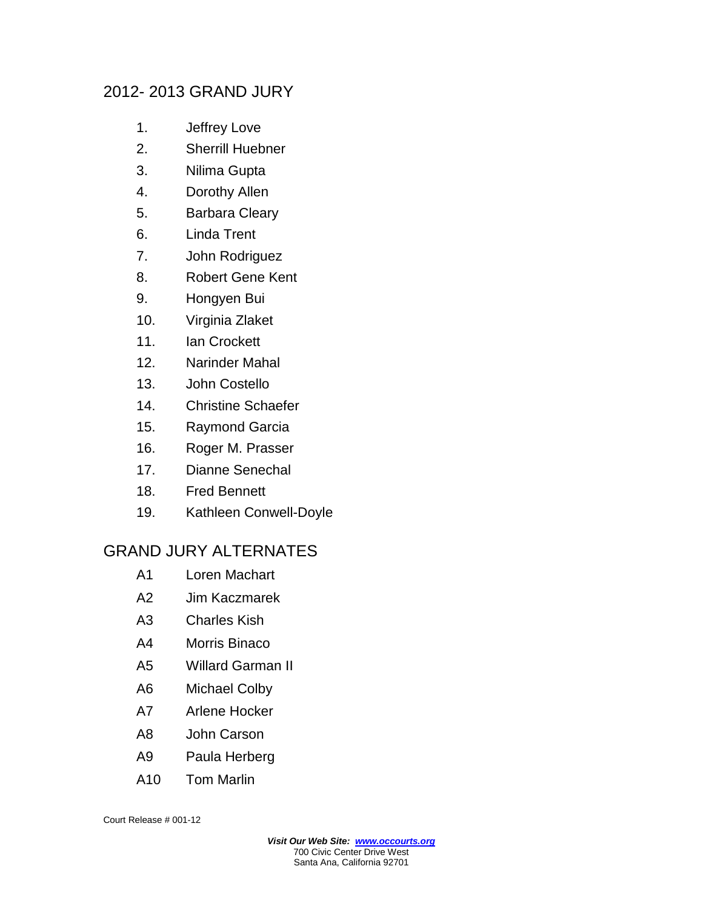## 2012- 2013 GRAND JURY

1. Jeffrey Love
2. Sherrill Huebner
3. Nilima Gupta
4. Dorothy Allen
5. Barbara Cleary
6. Linda Trent
7. John Rodriguez
8. Robert Gene Kent
9. Hongyen Bui
10. Virginia Zlaket
11. Ian Crockett
12. Narinder Mahal
13. John Costello
14. Christine Schaefer
15. Raymond Garcia
16. Roger M. Prasser
17. Dianne Senechal
18. Fred Bennett
19. Kathleen Conwell-Doyle

## GRAND JURY ALTERNATES

- A1 Loren Machart
- A2 Jim Kaczmarek
- A3 Charles Kish
- A4 Morris Binaco
- A5 Willard Garman II
- A6 Michael Colby
- A7 Arlene Hocker
- A8 John Carson
- A9 Paula Herberg
- A10 Tom Marlin

Court Release # 001-12

***Visit Our Web Site: [www.occourts.org](http://www.occourts.org)***
700 Civic Center Drive West
Santa Ana, California 92701